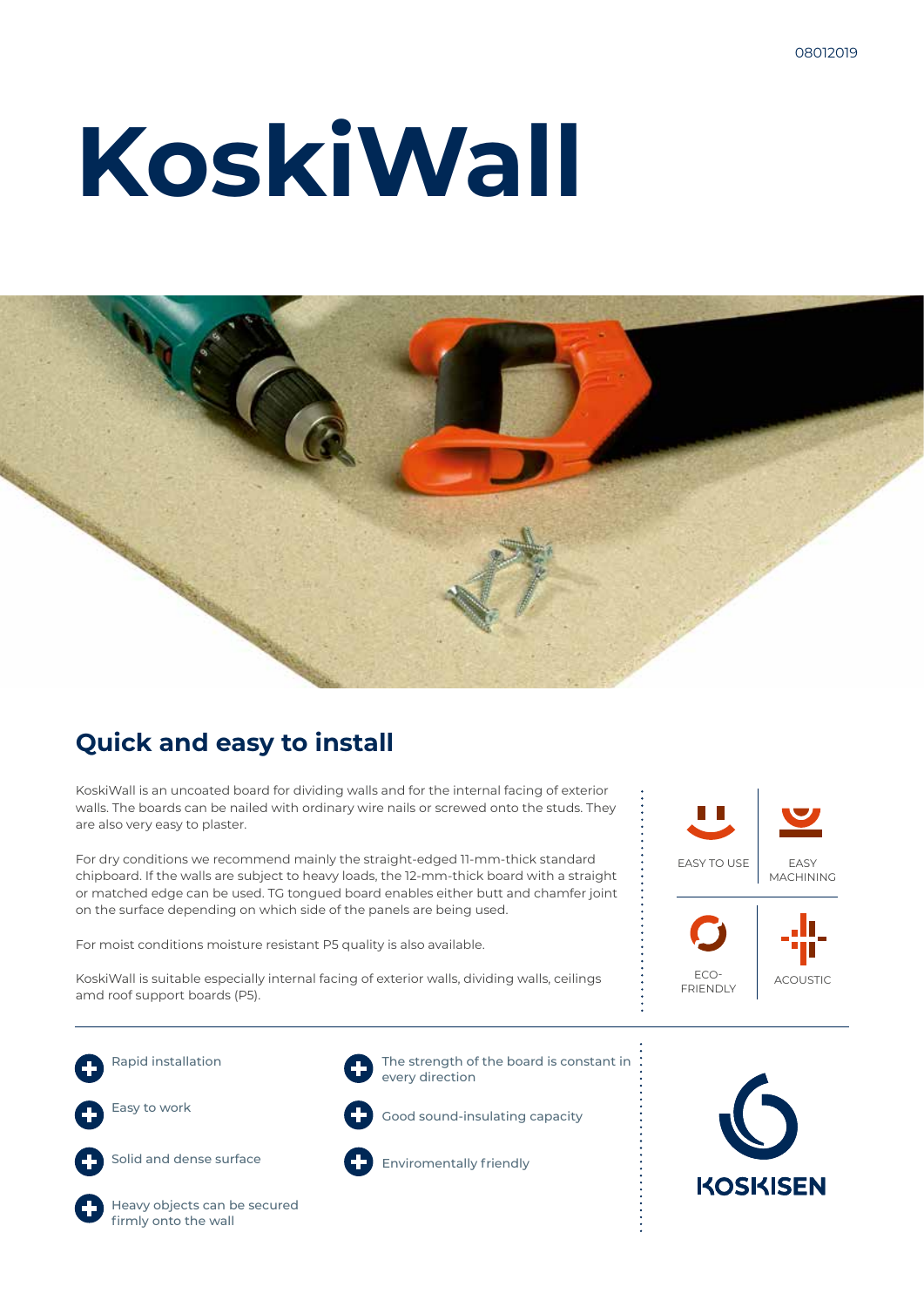08012019

# KoskiWall

## Quick and easy to install

KoskiWall is an uncoated board for dividing walls and for the internal facing of exterior walls. The boards can be nailed with ordinary wire nails or screwed onto the studs. They are also very easy to plaster.

For dry conditions we recommend mainly the straight-edged 11-mm-thick standard chipboard. If the walls are subject to heavy loads, the 12-mm-thick board with a straight or matched edge can be used. TG tongued board enables either butt and chamfer joint on the surface depending on which side of the panels are being used.

For moist conditions moisture resistant P5 quality is also available.

KoskiWall is suitable especially internal facing of exterior walls, dividing walls, ceilings amd roof support boards (P5).

EASY TO USE

EASY MACHINING

ECO-FRIENDLY

ACOUSTIC

- Rapid installation
- Easy to work
- Solid and dense surface
- Heavy objects can be secured firmly onto the wall
- The strength of the board is constant in every direction
- Good sound-insulating capacity
- Enviromentally friendly

KOSKISEN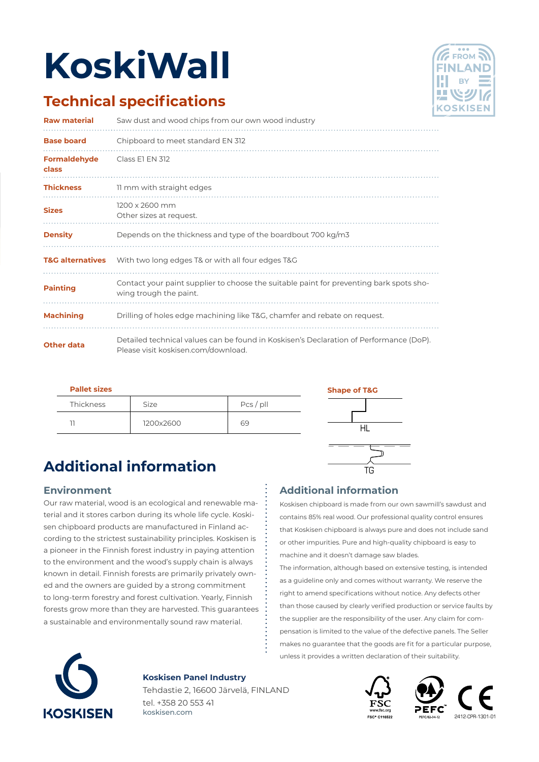# KoskiWall

## Technical specifications

| | |
|---|---|
| **Raw material** | Saw dust and wood chips from our own wood industry |
| **Base board** | Chipboard to meet standard EN 312 |
| **Formaldehyde class** | Class E1 EN 312 |
| **Thickness** | 11 mm with straight edges |
| **Sizes** | 1200 x 2600 mm<br>Other sizes at request. |
| **Density** | Depends on the thickness and type of the boardbout 700 kg/m3 |
| **T&G alternatives** | With two long edges T& or with all four edges T&G |
| **Painting** | Contact your paint supplier to choose the suitable paint for preventing bark spots showing trough the paint. |
| **Machining** | Drilling of holes edge machining like T&G, chamfer and rebate on request. |
| **Other data** | Detailed technical values can be found in Koskisen's Declaration of Performance (DoP).<br>Please visit koskisen.com/download. |

**Pallet sizes**

| Thickness | Size | Pcs / pll |
|---|---|---|
| 11 | 1200x2600 | 69 |

**Shape of T&G**

HL

TG

## Additional information

### Environment

Our raw material, wood is an ecological and renewable material and it stores carbon during its whole life cycle. Koskisen chipboard products are manufactured in Finland according to the strictest sustainability principles. Koskisen is a pioneer in the Finnish forest industry in paying attention to the environment and the wood's supply chain is always known in detail. Finnish forests are primarily privately owned and the owners are guided by a strong commitment to long-term forestry and forest cultivation. Yearly, Finnish forests grow more than they are harvested. This guarantees a sustainable and environmentally sound raw material.

### Additional information

Koskisen chipboard is made from our own sawmill's sawdust and contains 85% real wood. Our professional quality control ensures that Koskisen chipboard is always pure and does not include sand or other impurities. Pure and high-quality chipboard is easy to machine and it doesn't damage saw blades.

The information, although based on extensive testing, is intended as a guideline only and comes without warranty. We reserve the right to amend specifications without notice. Any defects other than those caused by clearly verified production or service faults by the supplier are the responsibility of the user. Any claim for compensation is limited to the value of the defective panels. The Seller makes no guarantee that the goods are fit for a particular purpose, unless it provides a written declaration of their suitability.

**Koskisen Panel Industry**
Tehdastie 2, 16600 Järvelä, FINLAND
tel. +358 20 553 41
koskisen.com

FSC® C116522 · PEFC/02-34-12 · 2412-CPR-1301-01